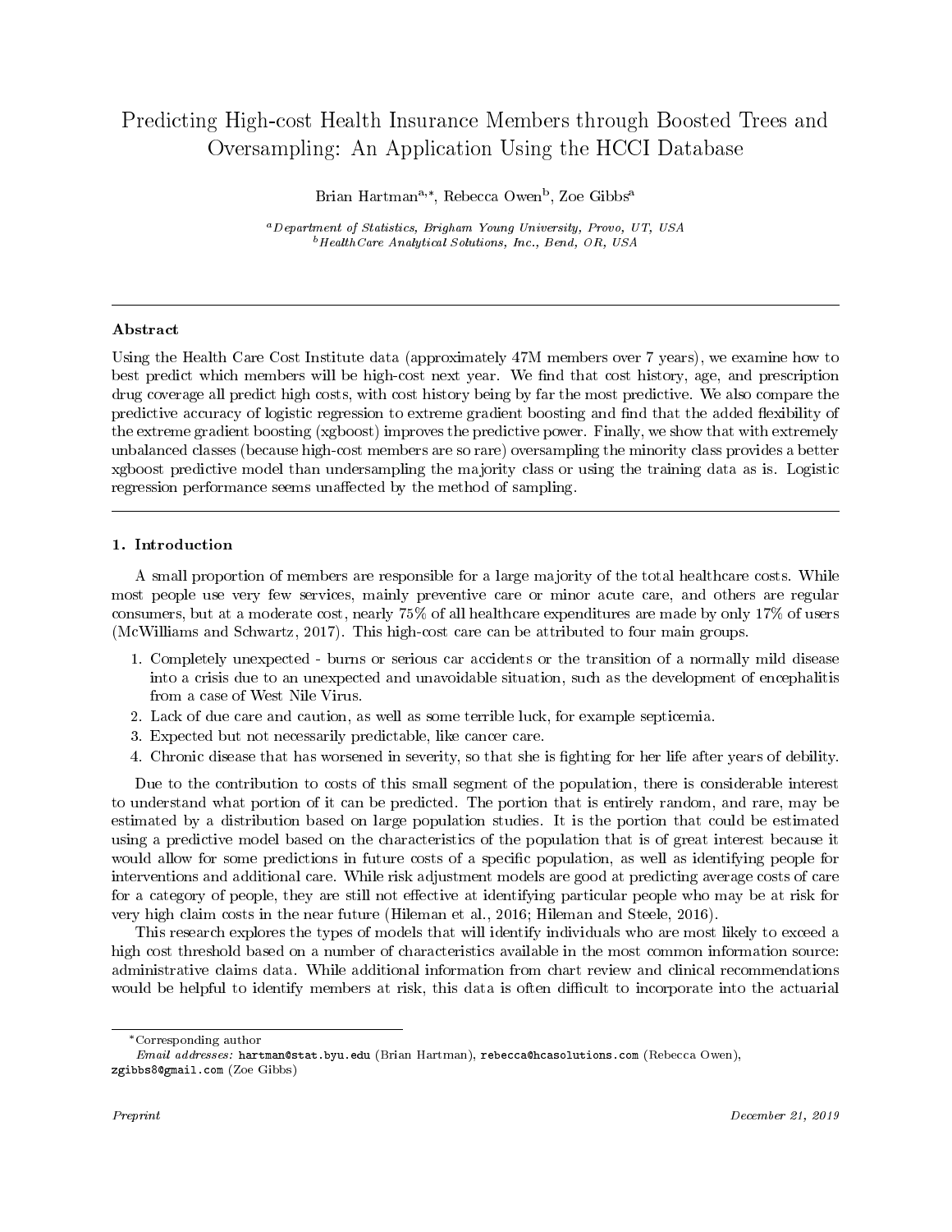// Predicting High-cost Health Insurance Members through Boosted Trees and Oversampling: An Application Using the HCCI Database

Brian Hartman[a,*], Rebecca Owen[b], Zoe Gibbs[a]

[a] *Department of Statistics, Brigham Young University, Provo, UT, USA*
[b] *HealthCare Analytical Solutions, Inc., Bend, OR, USA*

---

### Abstract

Using the Health Care Cost Institute data (approximately 47M members over 7 years), we examine how to best predict which members will be high-cost next year. We find that cost history, age, and prescription drug coverage all predict high costs, with cost history being by far the most predictive. We also compare the predictive accuracy of logistic regression to extreme gradient boosting and find that the added flexibility of the extreme gradient boosting (xgboost) improves the predictive power. Finally, we show that with extremely unbalanced classes (because high-cost members are so rare) oversampling the minority class provides a better xgboost predictive model than undersampling the majority class or using the training data as is. Logistic regression performance seems unaffected by the method of sampling.

---

## 1. Introduction

A small proportion of members are responsible for a large majority of the total healthcare costs. While most people use very few services, mainly preventive care or minor acute care, and others are regular consumers, but at a moderate cost, nearly 75% of all healthcare expenditures are made by only 17% of users (McWilliams and Schwartz, 2017). This high-cost care can be attributed to four main groups.

1. Completely unexpected - burns or serious car accidents or the transition of a normally mild disease into a crisis due to an unexpected and unavoidable situation, such as the development of encephalitis from a case of West Nile Virus.
2. Lack of due care and caution, as well as some terrible luck, for example septicemia.
3. Expected but not necessarily predictable, like cancer care.
4. Chronic disease that has worsened in severity, so that she is fighting for her life after years of debility.

Due to the contribution to costs of this small segment of the population, there is considerable interest to understand what portion of it can be predicted. The portion that is entirely random, and rare, may be estimated by a distribution based on large population studies. It is the portion that could be estimated using a predictive model based on the characteristics of the population that is of great interest because it would allow for some predictions in future costs of a specific population, as well as identifying people for interventions and additional care. While risk adjustment models are good at predicting average costs of care for a category of people, they are still not effective at identifying particular people who may be at risk for very high claim costs in the near future (Hileman et al., 2016; Hileman and Steele, 2016).

This research explores the types of models that will identify individuals who are most likely to exceed a high cost threshold based on a number of characteristics available in the most common information source: administrative claims data. While additional information from chart review and clinical recommendations would be helpful to identify members at risk, this data is often difficult to incorporate into the actuarial

---

*Corresponding author

*Email addresses:* hartman@stat.byu.edu (Brian Hartman), rebecca@hcasolutions.com (Rebecca Owen), zgibbs8@gmail.com (Zoe Gibbs)

*Preprint* — *December 21, 2019*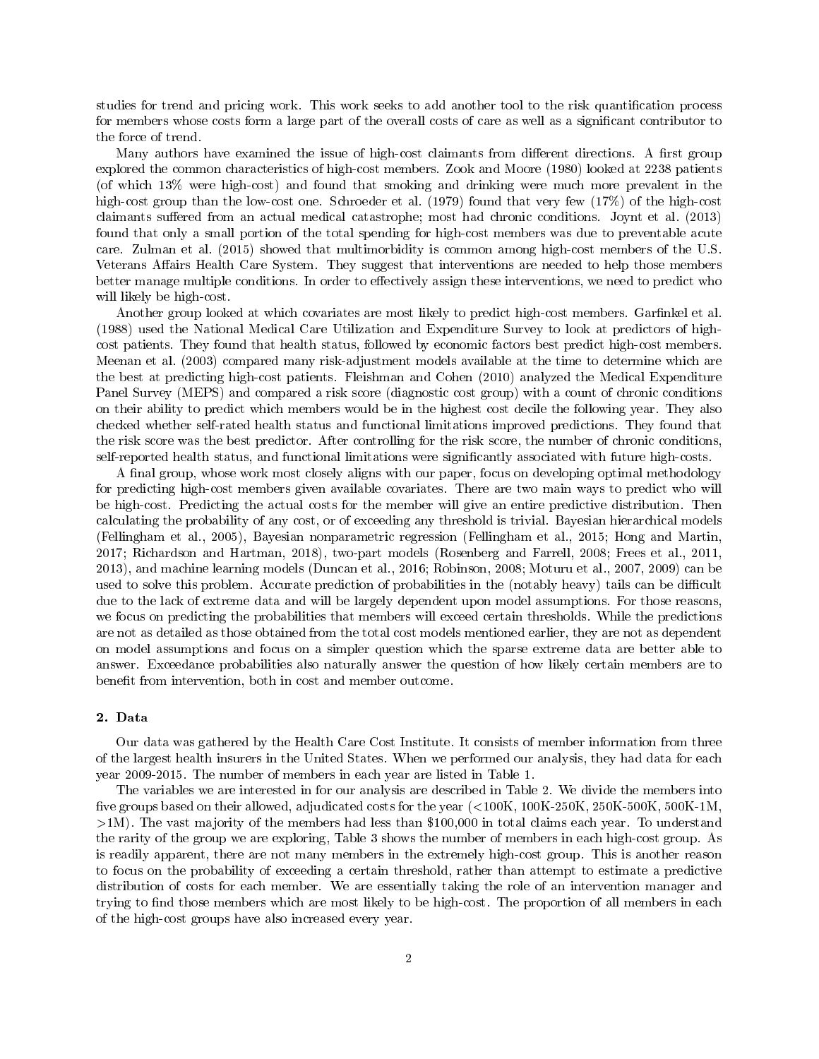studies for trend and pricing work. This work seeks to add another tool to the risk quantification process for members whose costs form a large part of the overall costs of care as well as a significant contributor to the force of trend.

Many authors have examined the issue of high-cost claimants from different directions. A first group explored the common characteristics of high-cost members. Zook and Moore (1980) looked at 2238 patients (of which 13% were high-cost) and found that smoking and drinking were much more prevalent in the high-cost group than the low-cost one. Schroeder et al. (1979) found that very few (17%) of the high-cost claimants suffered from an actual medical catastrophe; most had chronic conditions. Joynt et al. (2013) found that only a small portion of the total spending for high-cost members was due to preventable acute care. Zulman et al. (2015) showed that multimorbidity is common among high-cost members of the U.S. Veterans Affairs Health Care System. They suggest that interventions are needed to help those members better manage multiple conditions. In order to effectively assign these interventions, we need to predict who will likely be high-cost.

Another group looked at which covariates are most likely to predict high-cost members. Garfinkel et al. (1988) used the National Medical Care Utilization and Expenditure Survey to look at predictors of high-cost patients. They found that health status, followed by economic factors best predict high-cost members. Meenan et al. (2003) compared many risk-adjustment models available at the time to determine which are the best at predicting high-cost patients. Fleishman and Cohen (2010) analyzed the Medical Expenditure Panel Survey (MEPS) and compared a risk score (diagnostic cost group) with a count of chronic conditions on their ability to predict which members would be in the highest cost decile the following year. They also checked whether self-rated health status and functional limitations improved predictions. They found that the risk score was the best predictor. After controlling for the risk score, the number of chronic conditions, self-reported health status, and functional limitations were significantly associated with future high-costs.

A final group, whose work most closely aligns with our paper, focus on developing optimal methodology for predicting high-cost members given available covariates. There are two main ways to predict who will be high-cost. Predicting the actual costs for the member will give an entire predictive distribution. Then calculating the probability of any cost, or of exceeding any threshold is trivial. Bayesian hierarchical models (Fellingham et al., 2005), Bayesian nonparametric regression (Fellingham et al., 2015; Hong and Martin, 2017; Richardson and Hartman, 2018), two-part models (Rosenberg and Farrell, 2008; Frees et al., 2011, 2013), and machine learning models (Duncan et al., 2016; Robinson, 2008; Moturu et al., 2007, 2009) can be used to solve this problem. Accurate prediction of probabilities in the (notably heavy) tails can be difficult due to the lack of extreme data and will be largely dependent upon model assumptions. For those reasons, we focus on predicting the probabilities that members will exceed certain thresholds. While the predictions are not as detailed as those obtained from the total cost models mentioned earlier, they are not as dependent on model assumptions and focus on a simpler question which the sparse extreme data are better able to answer. Exceedance probabilities also naturally answer the question of how likely certain members are to benefit from intervention, both in cost and member outcome.

## 2. Data

Our data was gathered by the Health Care Cost Institute. It consists of member information from three of the largest health insurers in the United States. When we performed our analysis, they had data for each year 2009-2015. The number of members in each year are listed in Table 1.

The variables we are interested in for our analysis are described in Table 2. We divide the members into five groups based on their allowed, adjudicated costs for the year (<100K, 100K-250K, 250K-500K, 500K-1M, >1M). The vast majority of the members had less than $100,000 in total claims each year. To understand the rarity of the group we are exploring, Table 3 shows the number of members in each high-cost group. As is readily apparent, there are not many members in the extremely high-cost group. This is another reason to focus on the probability of exceeding a certain threshold, rather than attempt to estimate a predictive distribution of costs for each member. We are essentially taking the role of an intervention manager and trying to find those members which are most likely to be high-cost. The proportion of all members in each of the high-cost groups have also increased every year.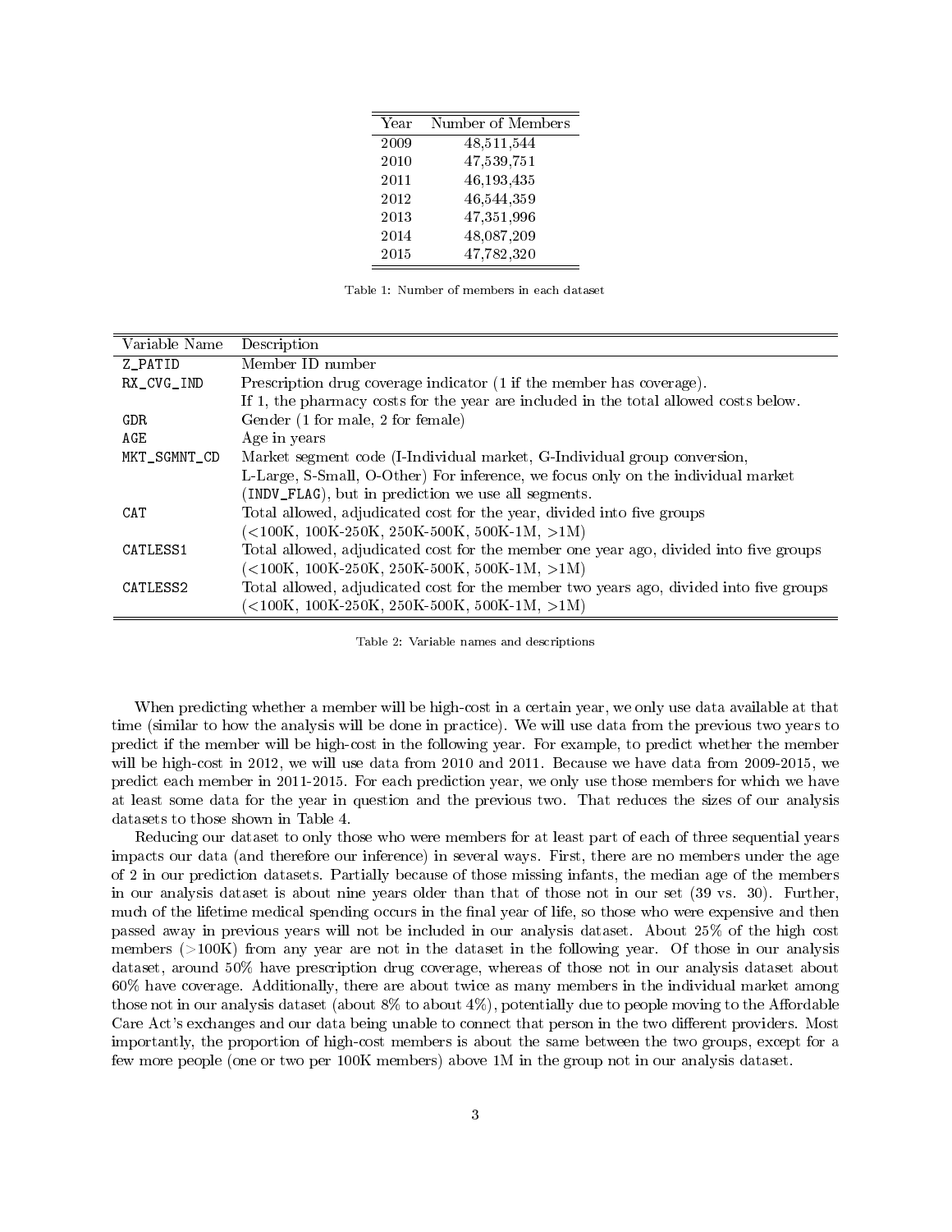| Year | Number of Members |
|---|---|
| 2009 | 48,511,544 |
| 2010 | 47,539,751 |
| 2011 | 46,193,435 |
| 2012 | 46,544,359 |
| 2013 | 47,351,996 |
| 2014 | 48,087,209 |
| 2015 | 47,782,320 |

Table 1: Number of members in each dataset

| Variable Name | Description |
|---|---|
| Z_PATID | Member ID number |
| RX_CVG_IND | Prescription drug coverage indicator (1 if the member has coverage). If 1, the pharmacy costs for the year are included in the total allowed costs below. |
| GDR | Gender (1 for male, 2 for female) |
| AGE | Age in years |
| MKT_SGMNT_CD | Market segment code (I-Individual market, G-Individual group conversion, L-Large, S-Small, O-Other) For inference, we focus only on the individual market (INDV_FLAG), but in prediction we use all segments. |
| CAT | Total allowed, adjudicated cost for the year, divided into five groups (<100K, 100K-250K, 250K-500K, 500K-1M, >1M) |
| CATLESS1 | Total allowed, adjudicated cost for the member one year ago, divided into five groups (<100K, 100K-250K, 250K-500K, 500K-1M, >1M) |
| CATLESS2 | Total allowed, adjudicated cost for the member two years ago, divided into five groups (<100K, 100K-250K, 250K-500K, 500K-1M, >1M) |

Table 2: Variable names and descriptions

When predicting whether a member will be high-cost in a certain year, we only use data available at that time (similar to how the analysis will be done in practice). We will use data from the previous two years to predict if the member will be high-cost in the following year. For example, to predict whether the member will be high-cost in 2012, we will use data from 2010 and 2011. Because we have data from 2009-2015, we predict each member in 2011-2015. For each prediction year, we only use those members for which we have at least some data for the year in question and the previous two. That reduces the sizes of our analysis datasets to those shown in Table 4.

Reducing our dataset to only those who were members for at least part of each of three sequential years impacts our data (and therefore our inference) in several ways. First, there are no members under the age of 2 in our prediction datasets. Partially because of those missing infants, the median age of the members in our analysis dataset is about nine years older than that of those not in our set (39 vs. 30). Further, much of the lifetime medical spending occurs in the final year of life, so those who were expensive and then passed away in previous years will not be included in our analysis dataset. About 25% of the high cost members (>100K) from any year are not in the dataset in the following year. Of those in our analysis dataset, around 50% have prescription drug coverage, whereas of those not in our analysis dataset about 60% have coverage. Additionally, there are about twice as many members in the individual market among those not in our analysis dataset (about 8% to about 4%), potentially due to people moving to the Affordable Care Act's exchanges and our data being unable to connect that person in the two different providers. Most importantly, the proportion of high-cost members is about the same between the two groups, except for a few more people (one or two per 100K members) above 1M in the group not in our analysis dataset.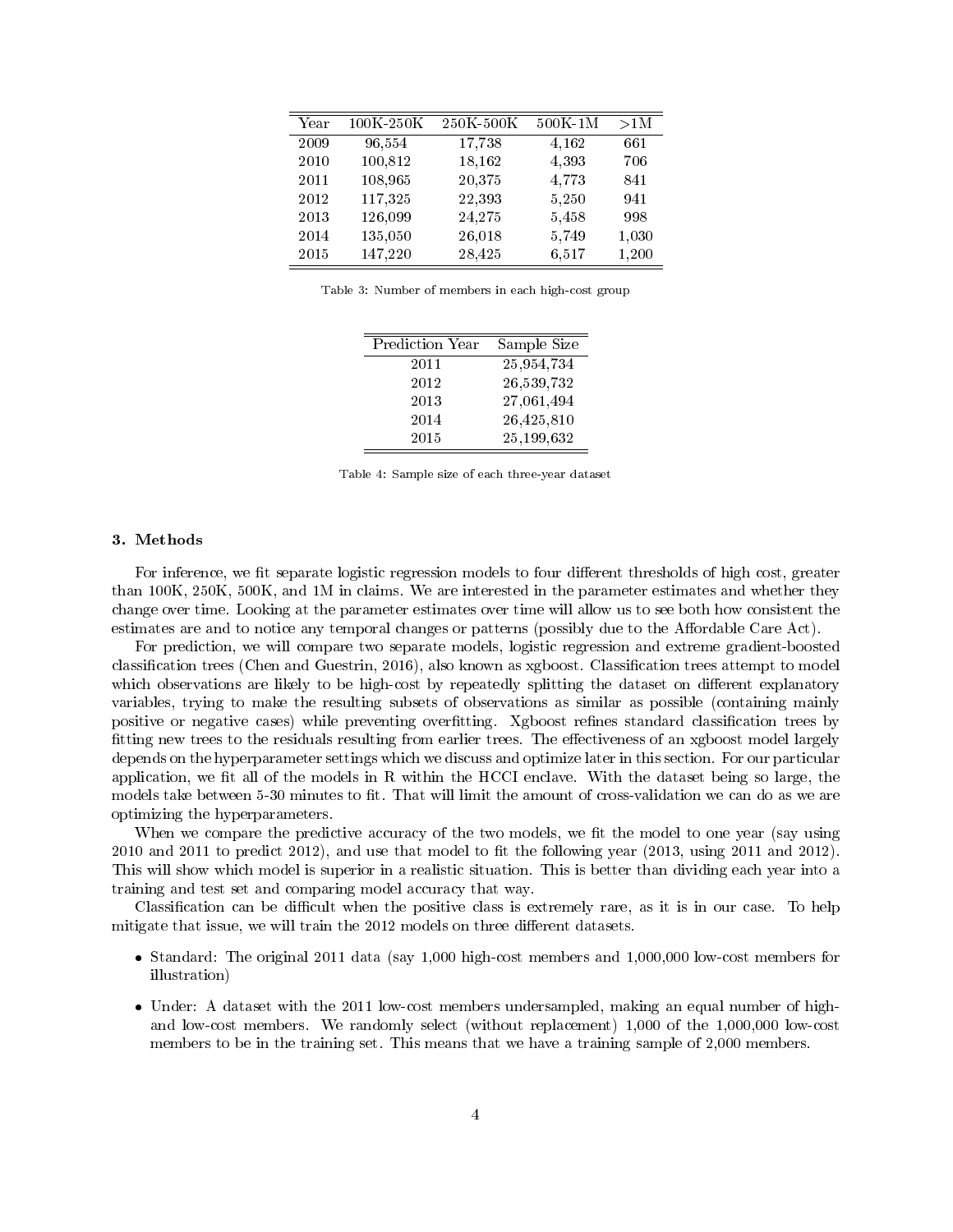| Year | 100K-250K | 250K-500K | 500K-1M | >1M |
| --- | --- | --- | --- | --- |
| 2009 | 96,554 | 17,738 | 4,162 | 661 |
| 2010 | 100,812 | 18,162 | 4,393 | 706 |
| 2011 | 108,965 | 20,375 | 4,773 | 841 |
| 2012 | 117,325 | 22,393 | 5,250 | 941 |
| 2013 | 126,099 | 24,275 | 5,458 | 998 |
| 2014 | 135,050 | 26,018 | 5,749 | 1,030 |
| 2015 | 147,220 | 28,425 | 6,517 | 1,200 |

Table 3: Number of members in each high-cost group

| Prediction Year | Sample Size |
| --- | --- |
| 2011 | 25,954,734 |
| 2012 | 26,539,732 |
| 2013 | 27,061,494 |
| 2014 | 26,425,810 |
| 2015 | 25,199,632 |

Table 4: Sample size of each three-year dataset

## 3. Methods

For inference, we fit separate logistic regression models to four different thresholds of high cost, greater than 100K, 250K, 500K, and 1M in claims. We are interested in the parameter estimates and whether they change over time. Looking at the parameter estimates over time will allow us to see both how consistent the estimates are and to notice any temporal changes or patterns (possibly due to the Affordable Care Act).

For prediction, we will compare two separate models, logistic regression and extreme gradient-boosted classification trees (Chen and Guestrin, 2016), also known as xgboost. Classification trees attempt to model which observations are likely to be high-cost by repeatedly splitting the dataset on different explanatory variables, trying to make the resulting subsets of observations as similar as possible (containing mainly positive or negative cases) while preventing overfitting. Xgboost refines standard classification trees by fitting new trees to the residuals resulting from earlier trees. The effectiveness of an xgboost model largely depends on the hyperparameter settings which we discuss and optimize later in this section. For our particular application, we fit all of the models in R within the HCCI enclave. With the dataset being so large, the models take between 5-30 minutes to fit. That will limit the amount of cross-validation we can do as we are optimizing the hyperparameters.

When we compare the predictive accuracy of the two models, we fit the model to one year (say using 2010 and 2011 to predict 2012), and use that model to fit the following year (2013, using 2011 and 2012). This will show which model is superior in a realistic situation. This is better than dividing each year into a training and test set and comparing model accuracy that way.

Classification can be difficult when the positive class is extremely rare, as it is in our case. To help mitigate that issue, we will train the 2012 models on three different datasets.

- Standard: The original 2011 data (say 1,000 high-cost members and 1,000,000 low-cost members for illustration)
- Under: A dataset with the 2011 low-cost members undersampled, making an equal number of high- and low-cost members. We randomly select (without replacement) 1,000 of the 1,000,000 low-cost members to be in the training set. This means that we have a training sample of 2,000 members.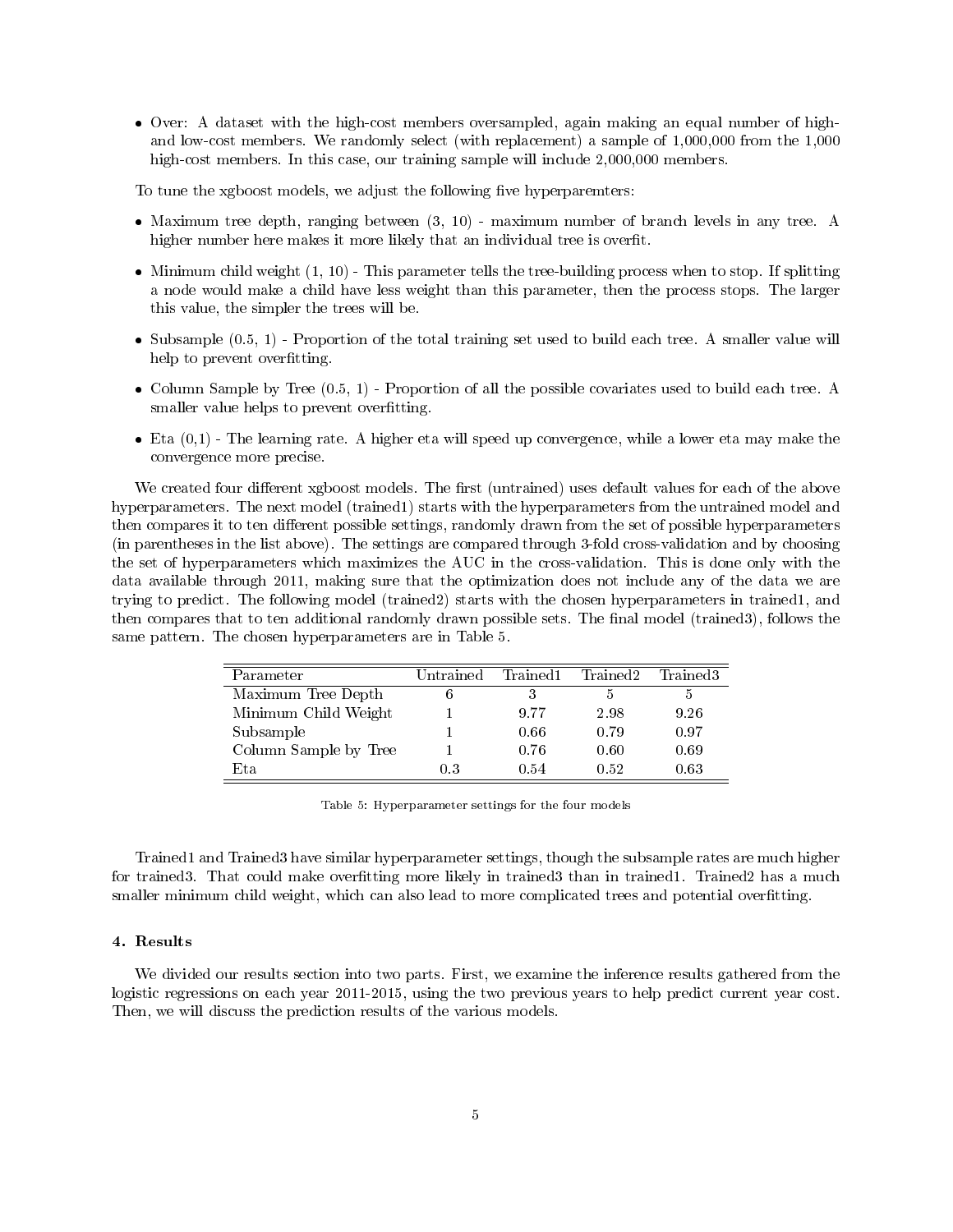- Over: A dataset with the high-cost members oversampled, again making an equal number of high- and low-cost members. We randomly select (with replacement) a sample of 1,000,000 from the 1,000 high-cost members. In this case, our training sample will include 2,000,000 members.

To tune the xgboost models, we adjust the following five hyperparemters:

- Maximum tree depth, ranging between (3, 10) - maximum number of branch levels in any tree. A higher number here makes it more likely that an individual tree is overfit.
- Minimum child weight (1, 10) - This parameter tells the tree-building process when to stop. If splitting a node would make a child have less weight than this parameter, then the process stops. The larger this value, the simpler the trees will be.
- Subsample (0.5, 1) - Proportion of the total training set used to build each tree. A smaller value will help to prevent overfitting.
- Column Sample by Tree (0.5, 1) - Proportion of all the possible covariates used to build each tree. A smaller value helps to prevent overfitting.
- Eta (0,1) - The learning rate. A higher eta will speed up convergence, while a lower eta may make the convergence more precise.

We created four different xgboost models. The first (untrained) uses default values for each of the above hyperparameters. The next model (trained1) starts with the hyperparameters from the untrained model and then compares it to ten different possible settings, randomly drawn from the set of possible hyperparameters (in parentheses in the list above). The settings are compared through 3-fold cross-validation and by choosing the set of hyperparameters which maximizes the AUC in the cross-validation. This is done only with the data available through 2011, making sure that the optimization does not include any of the data we are trying to predict. The following model (trained2) starts with the chosen hyperparameters in trained1, and then compares that to ten additional randomly drawn possible sets. The final model (trained3), follows the same pattern. The chosen hyperparameters are in Table 5.

| Parameter | Untrained | Trained1 | Trained2 | Trained3 |
|---|---|---|---|---|
| Maximum Tree Depth | 6 | 3 | 5 | 5 |
| Minimum Child Weight | 1 | 9.77 | 2.98 | 9.26 |
| Subsample | 1 | 0.66 | 0.79 | 0.97 |
| Column Sample by Tree | 1 | 0.76 | 0.60 | 0.69 |
| Eta | 0.3 | 0.54 | 0.52 | 0.63 |

Table 5: Hyperparameter settings for the four models

Trained1 and Trained3 have similar hyperparameter settings, though the subsample rates are much higher for trained3. That could make overfitting more likely in trained3 than in trained1. Trained2 has a much smaller minimum child weight, which can also lead to more complicated trees and potential overfitting.

### 4. Results

We divided our results section into two parts. First, we examine the inference results gathered from the logistic regressions on each year 2011-2015, using the two previous years to help predict current year cost. Then, we will discuss the prediction results of the various models.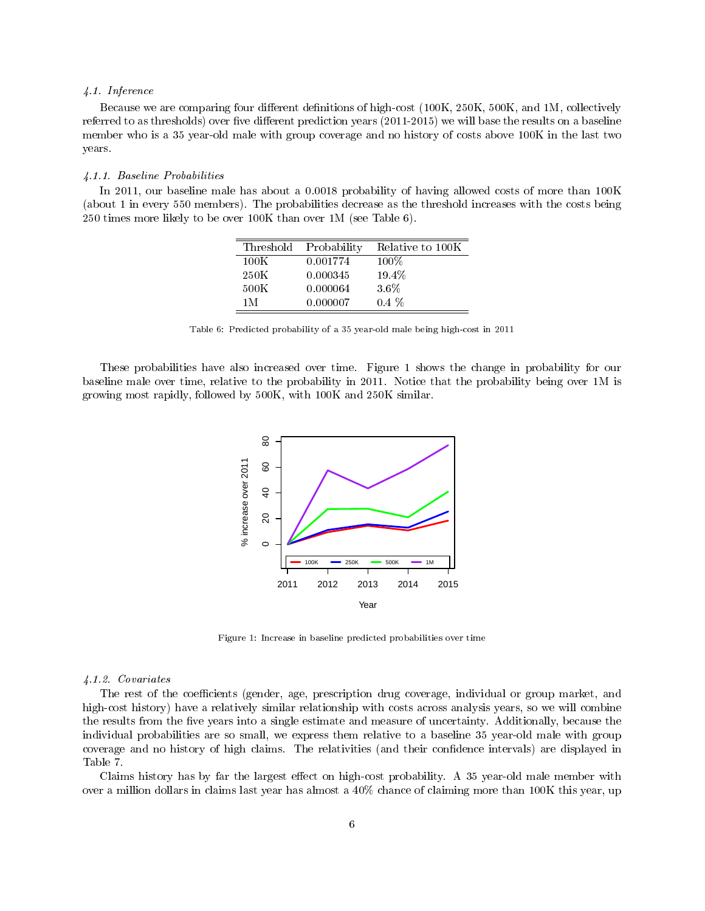#### *4.1. Inference*

Because we are comparing four different definitions of high-cost (100K, 250K, 500K, and 1M, collectively referred to as thresholds) over five different prediction years (2011-2015) we will base the results on a baseline member who is a 35 year-old male with group coverage and no history of costs above 100K in the last two years.

##### *4.1.1. Baseline Probabilities*

In 2011, our baseline male has about a 0.0018 probability of having allowed costs of more than 100K (about 1 in every 550 members). The probabilities decrease as the threshold increases with the costs being 250 times more likely to be over 100K than over 1M (see Table 6).

| Threshold | Probability | Relative to 100K |
|---|---|---|
| 100K | 0.001774 | 100% |
| 250K | 0.000345 | 19.4% |
| 500K | 0.000064 | 3.6% |
| 1M | 0.000007 | 0.4 % |

Table 6: Predicted probability of a 35 year-old male being high-cost in 2011

These probabilities have also increased over time. Figure 1 shows the change in probability for our baseline male over time, relative to the probability in 2011. Notice that the probability being over 1M is growing most rapidly, followed by 500K, with 100K and 250K similar.

Figure 1: Increase in baseline predicted probabilities over time

##### *4.1.2. Covariates*

The rest of the coefficients (gender, age, prescription drug coverage, individual or group market, and high-cost history) have a relatively similar relationship with costs across analysis years, so we will combine the results from the five years into a single estimate and measure of uncertainty. Additionally, because the individual probabilities are so small, we express them relative to a baseline 35 year-old male with group coverage and no history of high claims. The relativities (and their confidence intervals) are displayed in Table 7.

Claims history has by far the largest effect on high-cost probability. A 35 year-old male member with over a million dollars in claims last year has almost a 40% chance of claiming more than 100K this year, up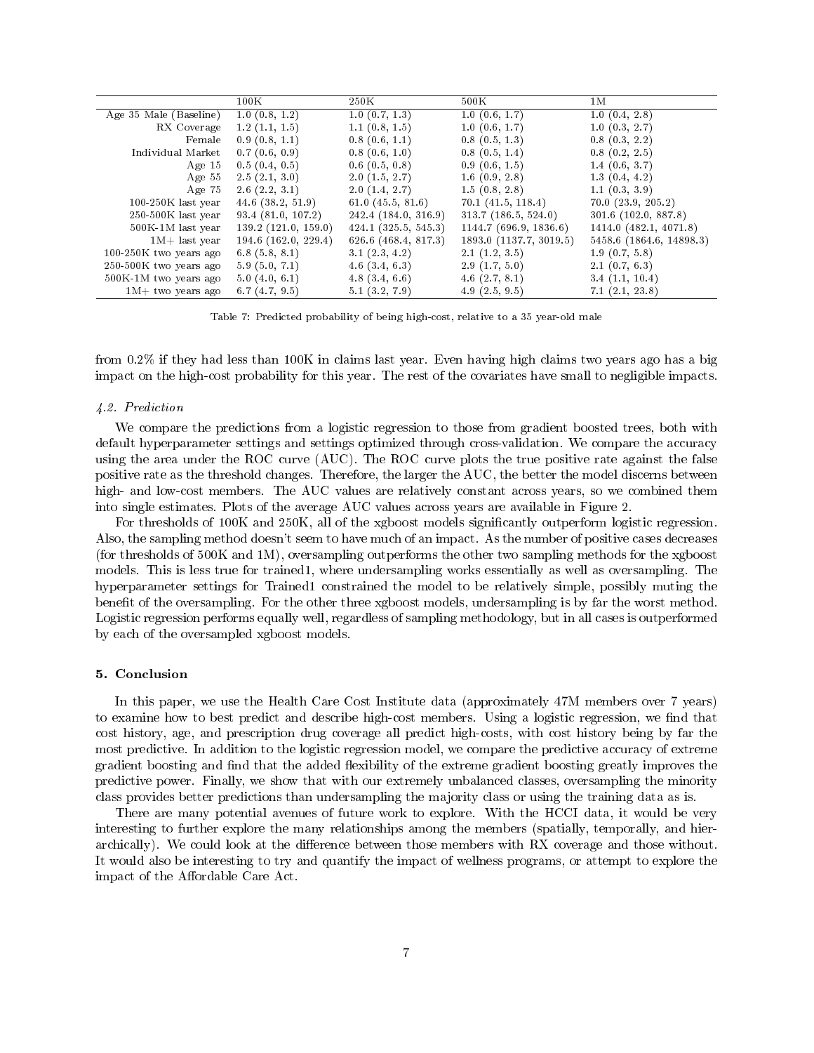| | 100K | 250K | 500K | 1M |
|---|---|---|---|---|
| Age 35 Male (Baseline) | 1.0 (0.8, 1.2) | 1.0 (0.7, 1.3) | 1.0 (0.6, 1.7) | 1.0 (0.4, 2.8) |
| RX Coverage | 1.2 (1.1, 1.5) | 1.1 (0.8, 1.5) | 1.0 (0.6, 1.7) | 1.0 (0.3, 2.7) |
| Female | 0.9 (0.8, 1.1) | 0.8 (0.6, 1.1) | 0.8 (0.5, 1.3) | 0.8 (0.3, 2.2) |
| Individual Market | 0.7 (0.6, 0.9) | 0.8 (0.6, 1.0) | 0.8 (0.5, 1.4) | 0.8 (0.2, 2.5) |
| Age 15 | 0.5 (0.4, 0.5) | 0.6 (0.5, 0.8) | 0.9 (0.6, 1.5) | 1.4 (0.6, 3.7) |
| Age 55 | 2.5 (2.1, 3.0) | 2.0 (1.5, 2.7) | 1.6 (0.9, 2.8) | 1.3 (0.4, 4.2) |
| Age 75 | 2.6 (2.2, 3.1) | 2.0 (1.4, 2.7) | 1.5 (0.8, 2.8) | 1.1 (0.3, 3.9) |
| 100-250K last year | 44.6 (38.2, 51.9) | 61.0 (45.5, 81.6) | 70.1 (41.5, 118.4) | 70.0 (23.9, 205.2) |
| 250-500K last year | 93.4 (81.0, 107.2) | 242.4 (184.0, 316.9) | 313.7 (186.5, 524.0) | 301.6 (102.0, 887.8) |
| 500K-1M last year | 139.2 (121.0, 159.0) | 424.1 (325.5, 545.3) | 1144.7 (696.9, 1836.6) | 1414.0 (482.1, 4071.8) |
| 1M+ last year | 194.6 (162.0, 229.4) | 626.6 (468.4, 817.3) | 1893.0 (1137.7, 3019.5) | 5458.6 (1864.6, 14898.3) |
| 100-250K two years ago | 6.8 (5.8, 8.1) | 3.1 (2.3, 4.2) | 2.1 (1.2, 3.5) | 1.9 (0.7, 5.8) |
| 250-500K two years ago | 5.9 (5.0, 7.1) | 4.6 (3.4, 6.3) | 2.9 (1.7, 5.0) | 2.1 (0.7, 6.3) |
| 500K-1M two years ago | 5.0 (4.0, 6.1) | 4.8 (3.4, 6.6) | 4.6 (2.7, 8.1) | 3.4 (1.1, 10.4) |
| 1M+ two years ago | 6.7 (4.7, 9.5) | 5.1 (3.2, 7.9) | 4.9 (2.5, 9.5) | 7.1 (2.1, 23.8) |

Table 7: Predicted probability of being high-cost, relative to a 35 year-old male

from 0.2% if they had less than 100K in claims last year. Even having high claims two years ago has a big impact on the high-cost probability for this year. The rest of the covariates have small to negligible impacts.

### *4.2. Prediction*

We compare the predictions from a logistic regression to those from gradient boosted trees, both with default hyperparameter settings and settings optimized through cross-validation. We compare the accuracy using the area under the ROC curve (AUC). The ROC curve plots the true positive rate against the false positive rate as the threshold changes. Therefore, the larger the AUC, the better the model discerns between high- and low-cost members. The AUC values are relatively constant across years, so we combined them into single estimates. Plots of the average AUC values across years are available in Figure 2.

For thresholds of 100K and 250K, all of the xgboost models significantly outperform logistic regression. Also, the sampling method doesn't seem to have much of an impact. As the number of positive cases decreases (for thresholds of 500K and 1M), oversampling outperforms the other two sampling methods for the xgboost models. This is less true for trained1, where undersampling works essentially as well as oversampling. The hyperparameter settings for Trained1 constrained the model to be relatively simple, possibly muting the benefit of the oversampling. For the other three xgboost models, undersampling is by far the worst method. Logistic regression performs equally well, regardless of sampling methodology, but in all cases is outperformed by each of the oversampled xgboost models.

## 5. Conclusion

In this paper, we use the Health Care Cost Institute data (approximately 47M members over 7 years) to examine how to best predict and describe high-cost members. Using a logistic regression, we find that cost history, age, and prescription drug coverage all predict high-costs, with cost history being by far the most predictive. In addition to the logistic regression model, we compare the predictive accuracy of extreme gradient boosting and find that the added flexibility of the extreme gradient boosting greatly improves the predictive power. Finally, we show that with our extremely unbalanced classes, oversampling the minority class provides better predictions than undersampling the majority class or using the training data as is.

There are many potential avenues of future work to explore. With the HCCI data, it would be very interesting to further explore the many relationships among the members (spatially, temporally, and hierarchically). We could look at the difference between those members with RX coverage and those without. It would also be interesting to try and quantify the impact of wellness programs, or attempt to explore the impact of the Affordable Care Act.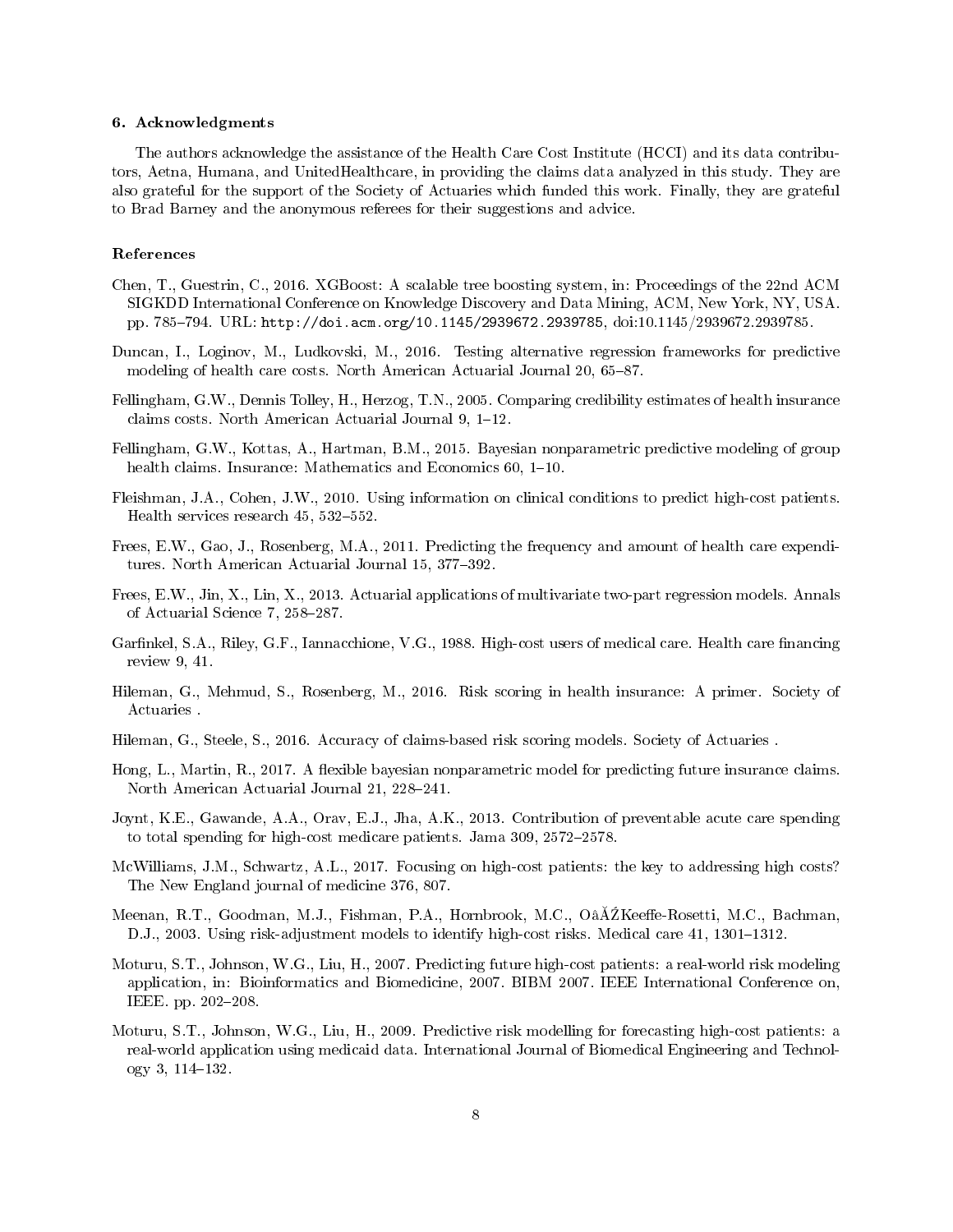## 6. Acknowledgments

The authors acknowledge the assistance of the Health Care Cost Institute (HCCI) and its data contributors, Aetna, Humana, and UnitedHealthcare, in providing the claims data analyzed in this study. They are also grateful for the support of the Society of Actuaries which funded this work. Finally, they are grateful to Brad Barney and the anonymous referees for their suggestions and advice.

## References

Chen, T., Guestrin, C., 2016. XGBoost: A scalable tree boosting system, in: Proceedings of the 22nd ACM SIGKDD International Conference on Knowledge Discovery and Data Mining, ACM, New York, NY, USA. pp. 785–794. URL: http://doi.acm.org/10.1145/2939672.2939785, doi:10.1145/2939672.2939785.

Duncan, I., Loginov, M., Ludkovski, M., 2016. Testing alternative regression frameworks for predictive modeling of health care costs. North American Actuarial Journal 20, 65–87.

Fellingham, G.W., Dennis Tolley, H., Herzog, T.N., 2005. Comparing credibility estimates of health insurance claims costs. North American Actuarial Journal 9, 1–12.

Fellingham, G.W., Kottas, A., Hartman, B.M., 2015. Bayesian nonparametric predictive modeling of group health claims. Insurance: Mathematics and Economics 60, 1–10.

Fleishman, J.A., Cohen, J.W., 2010. Using information on clinical conditions to predict high-cost patients. Health services research 45, 532–552.

Frees, E.W., Gao, J., Rosenberg, M.A., 2011. Predicting the frequency and amount of health care expenditures. North American Actuarial Journal 15, 377–392.

Frees, E.W., Jin, X., Lin, X., 2013. Actuarial applications of multivariate two-part regression models. Annals of Actuarial Science 7, 258–287.

Garfinkel, S.A., Riley, G.F., Iannacchione, V.G., 1988. High-cost users of medical care. Health care financing review 9, 41.

Hileman, G., Mehmud, S., Rosenberg, M., 2016. Risk scoring in health insurance: A primer. Society of Actuaries .

Hileman, G., Steele, S., 2016. Accuracy of claims-based risk scoring models. Society of Actuaries .

Hong, L., Martin, R., 2017. A flexible bayesian nonparametric model for predicting future insurance claims. North American Actuarial Journal 21, 228–241.

Joynt, K.E., Gawande, A.A., Orav, E.J., Jha, A.K., 2013. Contribution of preventable acute care spending to total spending for high-cost medicare patients. Jama 309, 2572–2578.

McWilliams, J.M., Schwartz, A.L., 2017. Focusing on high-cost patients: the key to addressing high costs? The New England journal of medicine 376, 807.

Meenan, R.T., Goodman, M.J., Fishman, P.A., Hornbrook, M.C., OâĂŹKeeffe-Rosetti, M.C., Bachman, D.J., 2003. Using risk-adjustment models to identify high-cost risks. Medical care 41, 1301–1312.

Moturu, S.T., Johnson, W.G., Liu, H., 2007. Predicting future high-cost patients: a real-world risk modeling application, in: Bioinformatics and Biomedicine, 2007. BIBM 2007. IEEE International Conference on, IEEE. pp. 202–208.

Moturu, S.T., Johnson, W.G., Liu, H., 2009. Predictive risk modelling for forecasting high-cost patients: a real-world application using medicaid data. International Journal of Biomedical Engineering and Technology 3, 114–132.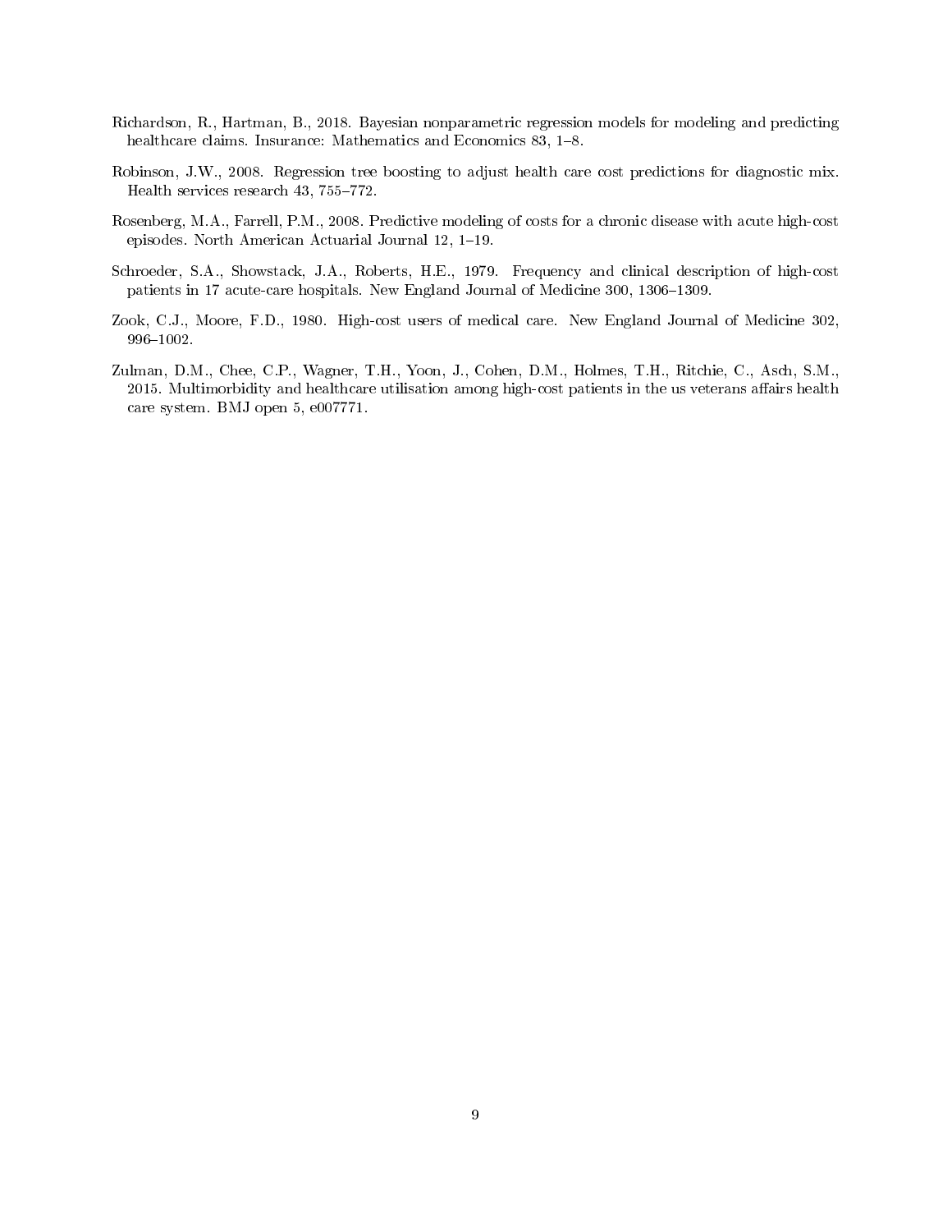Richardson, R., Hartman, B., 2018. Bayesian nonparametric regression models for modeling and predicting healthcare claims. Insurance: Mathematics and Economics 83, 1–8.

Robinson, J.W., 2008. Regression tree boosting to adjust health care cost predictions for diagnostic mix. Health services research 43, 755–772.

Rosenberg, M.A., Farrell, P.M., 2008. Predictive modeling of costs for a chronic disease with acute high-cost episodes. North American Actuarial Journal 12, 1–19.

Schroeder, S.A., Showstack, J.A., Roberts, H.E., 1979. Frequency and clinical description of high-cost patients in 17 acute-care hospitals. New England Journal of Medicine 300, 1306–1309.

Zook, C.J., Moore, F.D., 1980. High-cost users of medical care. New England Journal of Medicine 302, 996–1002.

Zulman, D.M., Chee, C.P., Wagner, T.H., Yoon, J., Cohen, D.M., Holmes, T.H., Ritchie, C., Asch, S.M., 2015. Multimorbidity and healthcare utilisation among high-cost patients in the us veterans affairs health care system. BMJ open 5, e007771.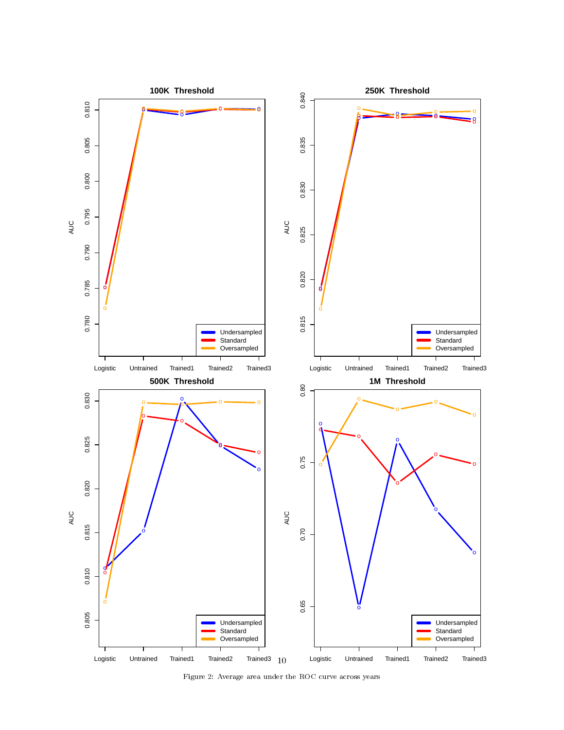100K Threshold

AUC

0.780 0.785 0.790 0.795 0.800 0.805 0.810

Logistic Untrained Trained1 Trained2 Trained3

Undersampled
Standard
Oversampled

250K Threshold

AUC

0.815 0.820 0.825 0.830 0.835 0.840

Logistic Untrained Trained1 Trained2 Trained3

Undersampled
Standard
Oversampled

500K Threshold

AUC

0.805 0.810 0.815 0.820 0.825 0.830

Logistic Untrained Trained1 Trained2 Trained3

Undersampled
Standard
Oversampled

1M Threshold

AUC

0.65 0.70 0.75 0.80

Logistic Untrained Trained1 Trained2 Trained3

Undersampled
Standard
Oversampled

Figure 2: Average area under the ROC curve across years